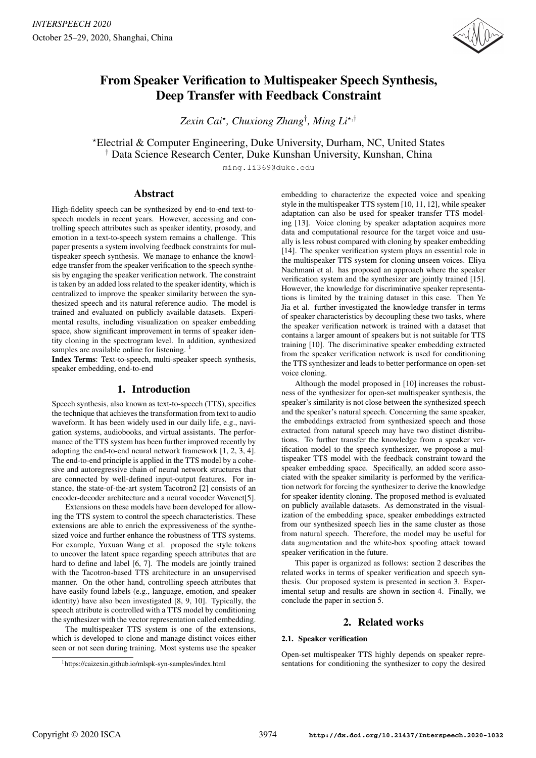# From Speaker Verification to Multispeaker Speech Synthesis, Deep Transfer with Feedback Constraint

*Zexin Cai*[⋆], *Chuxiong Zhang*[†], *Ming Li*[⋆,†]

[⋆]Electrial & Computer Engineering, Duke University, Durham, NC, United States
[†] Data Science Research Center, Duke Kunshan University, Kunshan, China

ming.li369@duke.edu

## Abstract

High-fidelity speech can be synthesized by end-to-end text-to-speech models in recent years. However, accessing and controlling speech attributes such as speaker identity, prosody, and emotion in a text-to-speech system remains a challenge. This paper presents a system involving feedback constraints for multispeaker speech synthesis. We manage to enhance the knowledge transfer from the speaker verification to the speech synthesis by engaging the speaker verification network. The constraint is taken by an added loss related to the speaker identity, which is centralized to improve the speaker similarity between the synthesized speech and its natural reference audio. The model is trained and evaluated on publicly available datasets. Experimental results, including visualization on speaker embedding space, show significant improvement in terms of speaker identity cloning in the spectrogram level. In addition, synthesized samples are available online for listening. [1]

**Index Terms**: Text-to-speech, multi-speaker speech synthesis, speaker embedding, end-to-end

## 1. Introduction

Speech synthesis, also known as text-to-speech (TTS), specifies the technique that achieves the transformation from text to audio waveform. It has been widely used in our daily life, e.g., navigation systems, audiobooks, and virtual assistants. The performance of the TTS system has been further improved recently by adopting the end-to-end neural network framework [1, 2, 3, 4]. The end-to-end principle is applied in the TTS model by a cohesive and autoregressive chain of neural network structures that are connected by well-defined input-output features. For instance, the state-of-the-art system Tacotron2 [2] consists of an encoder-decoder architecture and a neural vocoder Wavenet[5].

Extensions on these models have been developed for allowing the TTS system to control the speech characteristics. These extensions are able to enrich the expressiveness of the synthesized voice and further enhance the robustness of TTS systems. For example, Yuxuan Wang et al. proposed the style tokens to uncover the latent space regarding speech attributes that are hard to define and label [6, 7]. The models are jointly trained with the Tacotron-based TTS architecture in an unsupervised manner. On the other hand, controlling speech attributes that have easily found labels (e.g., language, emotion, and speaker identity) have also been investigated [8, 9, 10]. Typically, the speech attribute is controlled with a TTS model by conditioning the synthesizer with the vector representation called embedding.

The multispeaker TTS system is one of the extensions, which is developed to clone and manage distinct voices either seen or not seen during training. Most systems use the speaker embedding to characterize the expected voice and speaking style in the multispeaker TTS system [10, 11, 12], while speaker adaptation can also be used for speaker transfer TTS modeling [13]. Voice cloning by speaker adaptation acquires more data and computational resource for the target voice and usually is less robust compared with cloning by speaker embedding [14]. The speaker verification system plays an essential role in the multispeaker TTS system for cloning unseen voices. Eliya Nachmani et al. has proposed an approach where the speaker verification system and the synthesizer are jointly trained [15]. However, the knowledge for discriminative speaker representations is limited by the training dataset in this case. Then Ye Jia et al. further investigated the knowledge transfer in terms of speaker characteristics by decoupling these two tasks, where the speaker verification network is trained with a dataset that contains a larger amount of speakers but is not suitable for TTS training [10]. The discriminative speaker embedding extracted from the speaker verification network is used for conditioning the TTS synthesizer and leads to better performance on open-set voice cloning.

Although the model proposed in [10] increases the robustness of the synthesizer for open-set multispeaker synthesis, the speaker's similarity is not close between the synthesized speech and the speaker's natural speech. Concerning the same speaker, the embeddings extracted from synthesized speech and those extracted from natural speech may have two distinct distributions. To further transfer the knowledge from a speaker verification model to the speech synthesizer, we propose a multispeaker TTS model with the feedback constraint toward the speaker embedding space. Specifically, an added score associated with the speaker similarity is performed by the verification network for forcing the synthesizer to derive the knowledge for speaker identity cloning. The proposed method is evaluated on publicly available datasets. As demonstrated in the visualization of the embedding space, speaker embeddings extracted from our synthesized speech lies in the same cluster as those from natural speech. Therefore, the model may be useful for data augmentation and the white-box spoofing attack toward speaker verification in the future.

This paper is organized as follows: section 2 describes the related works in terms of speaker verification and speech synthesis. Our proposed system is presented in section 3. Experimental setup and results are shown in section 4. Finally, we conclude the paper in section 5.

## 2. Related works

### 2.1. Speaker verification

Open-set multispeaker TTS highly depends on speaker representations for conditioning the synthesizer to copy the desired

[1]https://caizexin.github.io/mlspk-syn-samples/index.html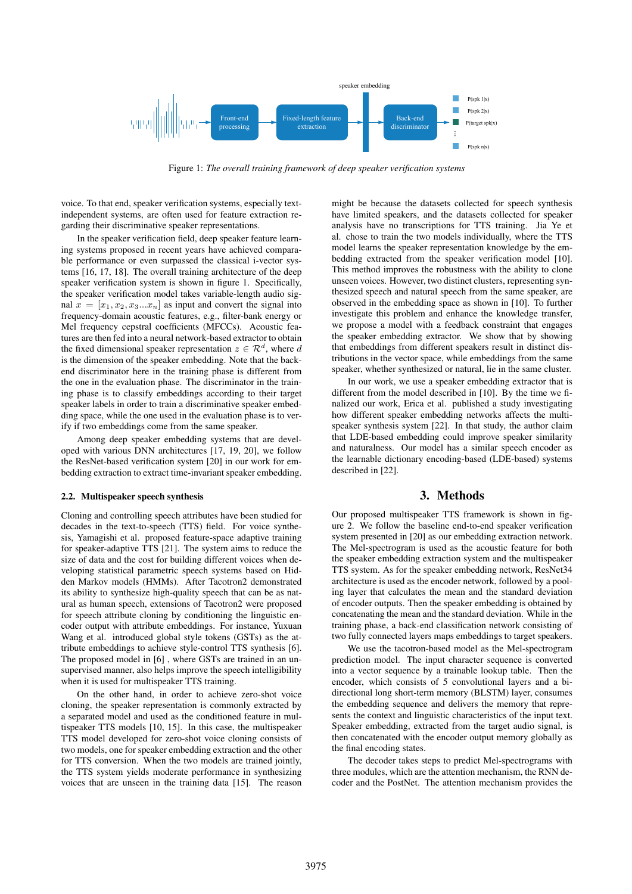Figure 1: *The overall training framework of deep speaker verification systems*

voice. To that end, speaker verification systems, especially text-independent systems, are often used for feature extraction regarding their discriminative speaker representations.

In the speaker verification field, deep speaker feature learning systems proposed in recent years have achieved comparable performance or even surpassed the classical i-vector systems [16, 17, 18]. The overall training architecture of the deep speaker verification system is shown in figure 1. Specifically, the speaker verification model takes variable-length audio signal $x = [x_1, x_2, x_3...x_n]$ as input and convert the signal into frequency-domain acoustic features, e.g., filter-bank energy or Mel frequency cepstral coefficients (MFCCs). Acoustic features are then fed into a neural network-based extractor to obtain the fixed dimensional speaker representation $z \in \mathcal{R}^d$, where $d$ is the dimension of the speaker embedding. Note that the back-end discriminator here in the training phase is different from the one in the evaluation phase. The discriminator in the training phase is to classify embeddings according to their target speaker labels in order to train a discriminative speaker embedding space, while the one used in the evaluation phase is to verify if two embeddings come from the same speaker.

Among deep speaker embedding systems that are developed with various DNN architectures [17, 19, 20], we follow the ResNet-based verification system [20] in our work for embedding extraction to extract time-invariant speaker embedding.

### 2.2. Multispeaker speech synthesis

Cloning and controlling speech attributes have been studied for decades in the text-to-speech (TTS) field. For voice synthesis, Yamagishi et al. proposed feature-space adaptive training for speaker-adaptive TTS [21]. The system aims to reduce the size of data and the cost for building different voices when developing statistical parametric speech systems based on Hidden Markov models (HMMs). After Tacotron2 demonstrated its ability to synthesize high-quality speech that can be as natural as human speech, extensions of Tacotron2 were proposed for speech attribute cloning by conditioning the linguistic encoder output with attribute embeddings. For instance, Yuxuan Wang et al. introduced global style tokens (GSTs) as the attribute embeddings to achieve style-control TTS synthesis [6]. The proposed model in [6] , where GSTs are trained in an unsupervised manner, also helps improve the speech intelligibility when it is used for multispeaker TTS training.

On the other hand, in order to achieve zero-shot voice cloning, the speaker representation is commonly extracted by a separated model and used as the conditioned feature in multispeaker TTS models [10, 15]. In this case, the multispeaker TTS model developed for zero-shot voice cloning consists of two models, one for speaker embedding extraction and the other for TTS conversion. When the two models are trained jointly, the TTS system yields moderate performance in synthesizing voices that are unseen in the training data [15]. The reason might be because the datasets collected for speech synthesis have limited speakers, and the datasets collected for speaker analysis have no transcriptions for TTS training. Jia Ye et al. chose to train the two models individually, where the TTS model learns the speaker representation knowledge by the embedding extracted from the speaker verification model [10]. This method improves the robustness with the ability to clone unseen voices. However, two distinct clusters, representing synthesized speech and natural speech from the same speaker, are observed in the embedding space as shown in [10]. To further investigate this problem and enhance the knowledge transfer, we propose a model with a feedback constraint that engages the speaker embedding extractor. We show that by showing that embeddings from different speakers result in distinct distributions in the vector space, while embeddings from the same speaker, whether synthesized or natural, lie in the same cluster.

In our work, we use a speaker embedding extractor that is different from the model described in [10]. By the time we finalized our work, Erica et al. published a study investigating how different speaker embedding networks affects the multispeaker synthesis system [22]. In that study, the author claim that LDE-based embedding could improve speaker similarity and naturalness. Our model has a similar speech encoder as the learnable dictionary encoding-based (LDE-based) systems described in [22].

## 3. Methods

Our proposed multispeaker TTS framework is shown in figure 2. We follow the baseline end-to-end speaker verification system presented in [20] as our embedding extraction network. The Mel-spectrogram is used as the acoustic feature for both the speaker embedding extraction system and the multispeaker TTS system. As for the speaker embedding network, ResNet34 architecture is used as the encoder network, followed by a pooling layer that calculates the mean and the standard deviation of encoder outputs. Then the speaker embedding is obtained by concatenating the mean and the standard deviation. While in the training phase, a back-end classification network consisting of two fully connected layers maps embeddings to target speakers.

We use the tacotron-based model as the Mel-spectrogram prediction model. The input character sequence is converted into a vector sequence by a trainable lookup table. Then the encoder, which consists of 5 convolutional layers and a bi-directional long short-term memory (BLSTM) layer, consumes the embedding sequence and delivers the memory that represents the context and linguistic characteristics of the input text. Speaker embedding, extracted from the target audio signal, is then concatenated with the encoder output memory globally as the final encoding states.

The decoder takes steps to predict Mel-spectrograms with three modules, which are the attention mechanism, the RNN decoder and the PostNet. The attention mechanism provides the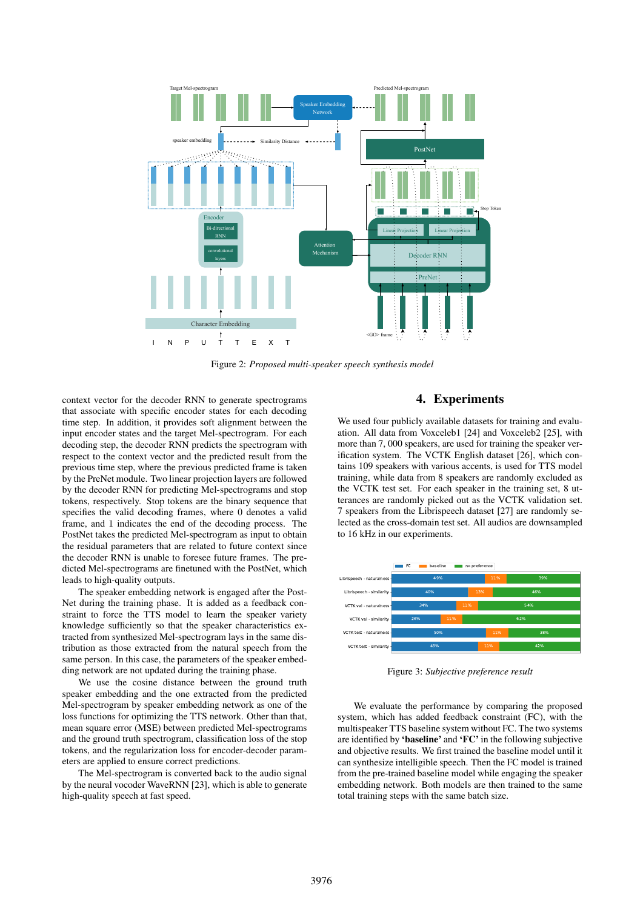Figure 2: *Proposed multi-speaker speech synthesis model*

context vector for the decoder RNN to generate spectrograms that associate with specific encoder states for each decoding time step. In addition, it provides soft alignment between the input encoder states and the target Mel-spectrogram. For each decoding step, the decoder RNN predicts the spectrogram with respect to the context vector and the predicted result from the previous time step, where the previous predicted frame is taken by the PreNet module. Two linear projection layers are followed by the decoder RNN for predicting Mel-spectrograms and stop tokens, respectively. Stop tokens are the binary sequence that specifies the valid decoding frames, where 0 denotes a valid frame, and 1 indicates the end of the decoding process. The PostNet takes the predicted Mel-spectrogram as input to obtain the residual parameters that are related to future context since the decoder RNN is unable to foresee future frames. The predicted Mel-spectrograms are finetuned with the PostNet, which leads to high-quality outputs.

The speaker embedding network is engaged after the PostNet during the training phase. It is added as a feedback constraint to force the TTS model to learn the speaker variety knowledge sufficiently so that the speaker characteristics extracted from synthesized Mel-spectrogram lays in the same distribution as those extracted from the natural speech from the same person. In this case, the parameters of the speaker embedding network are not updated during the training phase.

We use the cosine distance between the ground truth speaker embedding and the one extracted from the predicted Mel-spectrogram by speaker embedding network as one of the loss functions for optimizing the TTS network. Other than that, mean square error (MSE) between predicted Mel-spectrograms and the ground truth spectrogram, classification loss of the stop tokens, and the regularization loss for encoder-decoder parameters are applied to ensure correct predictions.

The Mel-spectrogram is converted back to the audio signal by the neural vocoder WaveRNN [23], which is able to generate high-quality speech at fast speed.

## 4. Experiments

We used four publicly available datasets for training and evaluation. All data from Voxceleb1 [24] and Voxceleb2 [25], with more than 7,000 speakers, are used for training the speaker verification system. The VCTK English dataset [26], which contains 109 speakers with various accents, is used for TTS model training, while data from 8 speakers are randomly excluded as the VCTK test set. For each speaker in the training set, 8 utterances are randomly picked out as the VCTK validation set. 7 speakers from the Librispeech dataset [27] are randomly selected as the cross-domain test set. All audios are downsampled to 16 kHz in our experiments.

| | FC | baseline | no preference |
|---|---|---|---|
| Librispeech - naturalness | 49% | 11% | 39% |
| Librispeech - similarity | 40% | 13% | 46% |
| VCTK val - naturalness | 34% | 11% | 54% |
| VCTK val - similarity | 26% | 11% | 62% |
| VCTK test - naturalness | 50% | 11% | 38% |
| VCTK test - similarity | 45% | 11% | 42% |

Figure 3: *Subjective preference result*

We evaluate the performance by comparing the proposed system, which has added feedback constraint (FC), with the multispeaker TTS baseline system without FC. The two systems are identified by **'baseline'** and **'FC'** in the following subjective and objective results. We first trained the baseline model until it can synthesize intelligible speech. Then the FC model is trained from the pre-trained baseline model while engaging the speaker embedding network. Both models are then trained to the same total training steps with the same batch size.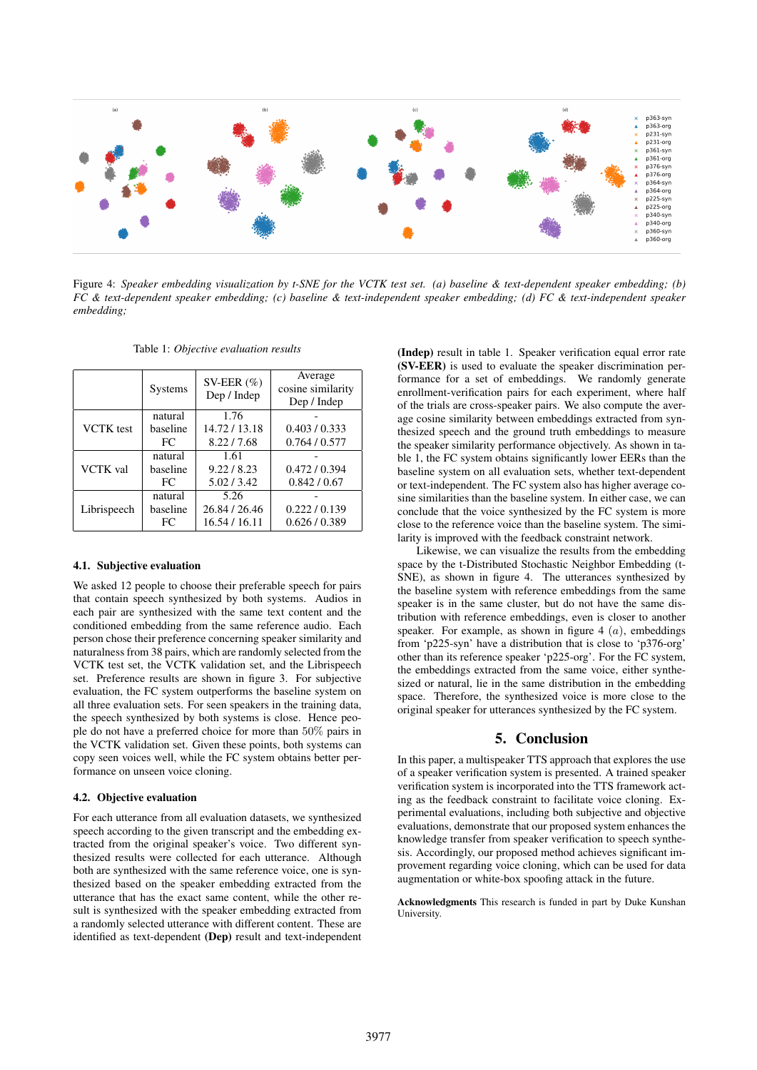Figure 4: *Speaker embedding visualization by t-SNE for the VCTK test set. (a) baseline & text-dependent speaker embedding; (b) FC & text-dependent speaker embedding; (c) baseline & text-independent speaker embedding; (d) FC & text-independent speaker embedding;*

Table 1: *Objective evaluation results*

| | Systems | SV-EER (%) Dep / Indep | Average cosine similarity Dep / Indep |
|---|---|---|---|
| VCTK test | natural | 1.76 | - |
| | baseline | 14.72 / 13.18 | 0.403 / 0.333 |
| | FC | 8.22 / 7.68 | 0.764 / 0.577 |
| VCTK val | natural | 1.61 | - |
| | baseline | 9.22 / 8.23 | 0.472 / 0.394 |
| | FC | 5.02 / 3.42 | 0.842 / 0.67 |
| Librispeech | natural | 5.26 | - |
| | baseline | 26.84 / 26.46 | 0.222 / 0.139 |
| | FC | 16.54 / 16.11 | 0.626 / 0.389 |

### 4.1. Subjective evaluation

We asked 12 people to choose their preferable speech for pairs that contain speech synthesized by both systems. Audios in each pair are synthesized with the same text content and the conditioned embedding from the same reference audio. Each person chose their preference concerning speaker similarity and naturalness from 38 pairs, which are randomly selected from the VCTK test set, the VCTK validation set, and the Librispeech set. Preference results are shown in figure 3. For subjective evaluation, the FC system outperforms the baseline system on all three evaluation sets. For seen speakers in the training data, the speech synthesized by both systems is close. Hence people do not have a preferred choice for more than $50\%$ pairs in the VCTK validation set. Given these points, both systems can copy seen voices well, while the FC system obtains better performance on unseen voice cloning.

### 4.2. Objective evaluation

For each utterance from all evaluation datasets, we synthesized speech according to the given transcript and the embedding extracted from the original speaker's voice. Two different synthesized results were collected for each utterance. Although both are synthesized with the same reference voice, one is synthesized based on the speaker embedding extracted from the utterance that has the exact same content, while the other result is synthesized with the speaker embedding extracted from a randomly selected utterance with different content. These are identified as text-dependent **(Dep)** result and text-independent **(Indep)** result in table 1. Speaker verification equal error rate **(SV-EER)** is used to evaluate the speaker discrimination performance for a set of embeddings. We randomly generate enrollment-verification pairs for each experiment, where half of the trials are cross-speaker pairs. We also compute the average cosine similarity between embeddings extracted from synthesized speech and the ground truth embeddings to measure the speaker similarity performance objectively. As shown in table 1, the FC system obtains significantly lower EERs than the baseline system on all evaluation sets, whether text-dependent or text-independent. The FC system also has higher average cosine similarities than the baseline system. In either case, we can conclude that the voice synthesized by the FC system is more close to the reference voice than the baseline system. The similarity is improved with the feedback constraint network.

Likewise, we can visualize the results from the embedding space by the t-Distributed Stochastic Neighbor Embedding (t-SNE), as shown in figure 4. The utterances synthesized by the baseline system with reference embeddings from the same speaker is in the same cluster, but do not have the same distribution with reference embeddings, even is closer to another speaker. For example, as shown in figure 4 $(a)$, embeddings from 'p225-syn' have a distribution that is close to 'p376-org' other than its reference speaker 'p225-org'. For the FC system, the embeddings extracted from the same voice, either synthesized or natural, lie in the same distribution in the embedding space. Therefore, the synthesized voice is more close to the original speaker for utterances synthesized by the FC system.

## 5. Conclusion

In this paper, a multispeaker TTS approach that explores the use of a speaker verification system is presented. A trained speaker verification system is incorporated into the TTS framework acting as the feedback constraint to facilitate voice cloning. Experimental evaluations, including both subjective and objective evaluations, demonstrate that our proposed system enhances the knowledge transfer from speaker verification to speech synthesis. Accordingly, our proposed method achieves significant improvement regarding voice cloning, which can be used for data augmentation or white-box spoofing attack in the future.

**Acknowledgments** This research is funded in part by Duke Kunshan University.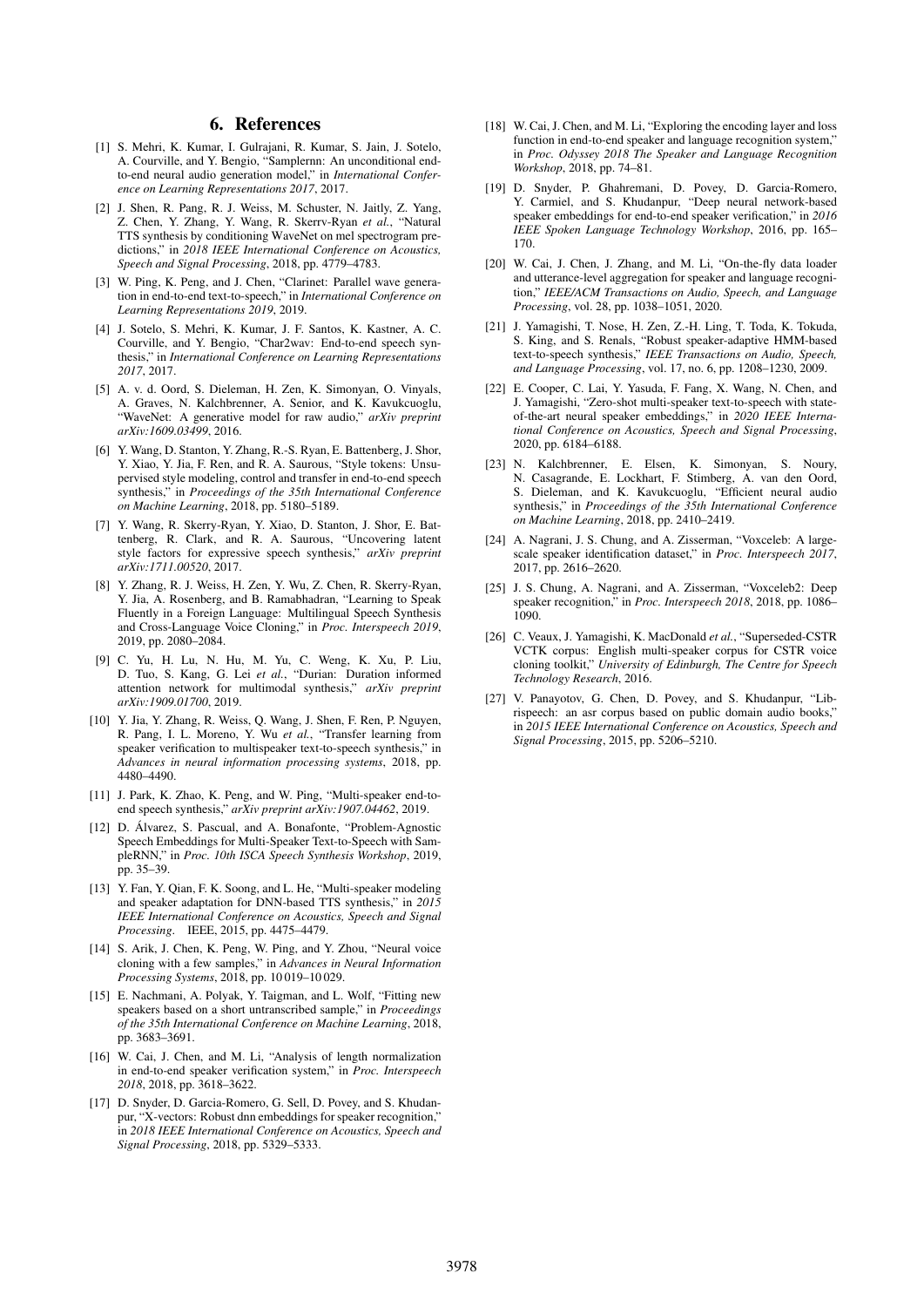## 6. References

[1] S. Mehri, K. Kumar, I. Gulrajani, R. Kumar, S. Jain, J. Sotelo, A. Courville, and Y. Bengio, "Samplernn: An unconditional end-to-end neural audio generation model," in *International Conference on Learning Representations 2017*, 2017.

[2] J. Shen, R. Pang, R. J. Weiss, M. Schuster, N. Jaitly, Z. Yang, Z. Chen, Y. Zhang, Y. Wang, R. Skerrv-Ryan *et al.*, "Natural TTS synthesis by conditioning WaveNet on mel spectrogram predictions," in *2018 IEEE International Conference on Acoustics, Speech and Signal Processing*, 2018, pp. 4779–4783.

[3] W. Ping, K. Peng, and J. Chen, "Clarinet: Parallel wave generation in end-to-end text-to-speech," in *International Conference on Learning Representations 2019*, 2019.

[4] J. Sotelo, S. Mehri, K. Kumar, J. F. Santos, K. Kastner, A. C. Courville, and Y. Bengio, "Char2wav: End-to-end speech synthesis," in *International Conference on Learning Representations 2017*, 2017.

[5] A. v. d. Oord, S. Dieleman, H. Zen, K. Simonyan, O. Vinyals, A. Graves, N. Kalchbrenner, A. Senior, and K. Kavukcuoglu, "WaveNet: A generative model for raw audio," *arXiv preprint arXiv:1609.03499*, 2016.

[6] Y. Wang, D. Stanton, Y. Zhang, R.-S. Ryan, E. Battenberg, J. Shor, Y. Xiao, Y. Jia, F. Ren, and R. A. Saurous, "Style tokens: Unsupervised style modeling, control and transfer in end-to-end speech synthesis," in *Proceedings of the 35th International Conference on Machine Learning*, 2018, pp. 5180–5189.

[7] Y. Wang, R. Skerry-Ryan, Y. Xiao, D. Stanton, J. Shor, E. Battenberg, R. Clark, and R. A. Saurous, "Uncovering latent style factors for expressive speech synthesis," *arXiv preprint arXiv:1711.00520*, 2017.

[8] Y. Zhang, R. J. Weiss, H. Zen, Y. Wu, Z. Chen, R. Skerry-Ryan, Y. Jia, A. Rosenberg, and B. Ramabhadran, "Learning to Speak Fluently in a Foreign Language: Multilingual Speech Synthesis and Cross-Language Voice Cloning," in *Proc. Interspeech 2019*, 2019, pp. 2080–2084.

[9] C. Yu, H. Lu, N. Hu, M. Yu, C. Weng, K. Xu, P. Liu, D. Tuo, S. Kang, G. Lei *et al.*, "Durian: Duration informed attention network for multimodal synthesis," *arXiv preprint arXiv:1909.01700*, 2019.

[10] Y. Jia, Y. Zhang, R. Weiss, Q. Wang, J. Shen, F. Ren, P. Nguyen, R. Pang, I. L. Moreno, Y. Wu *et al.*, "Transfer learning from speaker verification to multispeaker text-to-speech synthesis," in *Advances in neural information processing systems*, 2018, pp. 4480–4490.

[11] J. Park, K. Zhao, K. Peng, and W. Ping, "Multi-speaker end-to-end speech synthesis," *arXiv preprint arXiv:1907.04462*, 2019.

[12] D. Álvarez, S. Pascual, and A. Bonafonte, "Problem-Agnostic Speech Embeddings for Multi-Speaker Text-to-Speech with SampleRNN," in *Proc. 10th ISCA Speech Synthesis Workshop*, 2019, pp. 35–39.

[13] Y. Fan, Y. Qian, F. K. Soong, and L. He, "Multi-speaker modeling and speaker adaptation for DNN-based TTS synthesis," in *2015 IEEE International Conference on Acoustics, Speech and Signal Processing*. IEEE, 2015, pp. 4475–4479.

[14] S. Arik, J. Chen, K. Peng, W. Ping, and Y. Zhou, "Neural voice cloning with a few samples," in *Advances in Neural Information Processing Systems*, 2018, pp. 10 019–10 029.

[15] E. Nachmani, A. Polyak, Y. Taigman, and L. Wolf, "Fitting new speakers based on a short untranscribed sample," in *Proceedings of the 35th International Conference on Machine Learning*, 2018, pp. 3683–3691.

[16] W. Cai, J. Chen, and M. Li, "Analysis of length normalization in end-to-end speaker verification system," in *Proc. Interspeech 2018*, 2018, pp. 3618–3622.

[17] D. Snyder, D. Garcia-Romero, G. Sell, D. Povey, and S. Khudanpur, "X-vectors: Robust dnn embeddings for speaker recognition," in *2018 IEEE International Conference on Acoustics, Speech and Signal Processing*, 2018, pp. 5329–5333.

[18] W. Cai, J. Chen, and M. Li, "Exploring the encoding layer and loss function in end-to-end speaker and language recognition system," in *Proc. Odyssey 2018 The Speaker and Language Recognition Workshop*, 2018, pp. 74–81.

[19] D. Snyder, P. Ghahremani, D. Povey, D. Garcia-Romero, Y. Carmiel, and S. Khudanpur, "Deep neural network-based speaker embeddings for end-to-end speaker verification," in *2016 IEEE Spoken Language Technology Workshop*, 2016, pp. 165–170.

[20] W. Cai, J. Chen, J. Zhang, and M. Li, "On-the-fly data loader and utterance-level aggregation for speaker and language recognition," *IEEE/ACM Transactions on Audio, Speech, and Language Processing*, vol. 28, pp. 1038–1051, 2020.

[21] J. Yamagishi, T. Nose, H. Zen, Z.-H. Ling, T. Toda, K. Tokuda, S. King, and S. Renals, "Robust speaker-adaptive HMM-based text-to-speech synthesis," *IEEE Transactions on Audio, Speech, and Language Processing*, vol. 17, no. 6, pp. 1208–1230, 2009.

[22] E. Cooper, C. Lai, Y. Yasuda, F. Fang, X. Wang, N. Chen, and J. Yamagishi, "Zero-shot multi-speaker text-to-speech with state-of-the-art neural speaker embeddings," in *2020 IEEE International Conference on Acoustics, Speech and Signal Processing*, 2020, pp. 6184–6188.

[23] N. Kalchbrenner, E. Elsen, K. Simonyan, S. Noury, N. Casagrande, E. Lockhart, F. Stimberg, A. van den Oord, S. Dieleman, and K. Kavukcuoglu, "Efficient neural audio synthesis," in *Proceedings of the 35th International Conference on Machine Learning*, 2018, pp. 2410–2419.

[24] A. Nagrani, J. S. Chung, and A. Zisserman, "Voxceleb: A large-scale speaker identification dataset," in *Proc. Interspeech 2017*, 2017, pp. 2616–2620.

[25] J. S. Chung, A. Nagrani, and A. Zisserman, "Voxceleb2: Deep speaker recognition," in *Proc. Interspeech 2018*, 2018, pp. 1086–1090.

[26] C. Veaux, J. Yamagishi, K. MacDonald *et al.*, "Superseded-CSTR VCTK corpus: English multi-speaker corpus for CSTR voice cloning toolkit," *University of Edinburgh, The Centre for Speech Technology Research*, 2016.

[27] V. Panayotov, G. Chen, D. Povey, and S. Khudanpur, "Librispeech: an asr corpus based on public domain audio books," in *2015 IEEE International Conference on Acoustics, Speech and Signal Processing*, 2015, pp. 5206–5210.